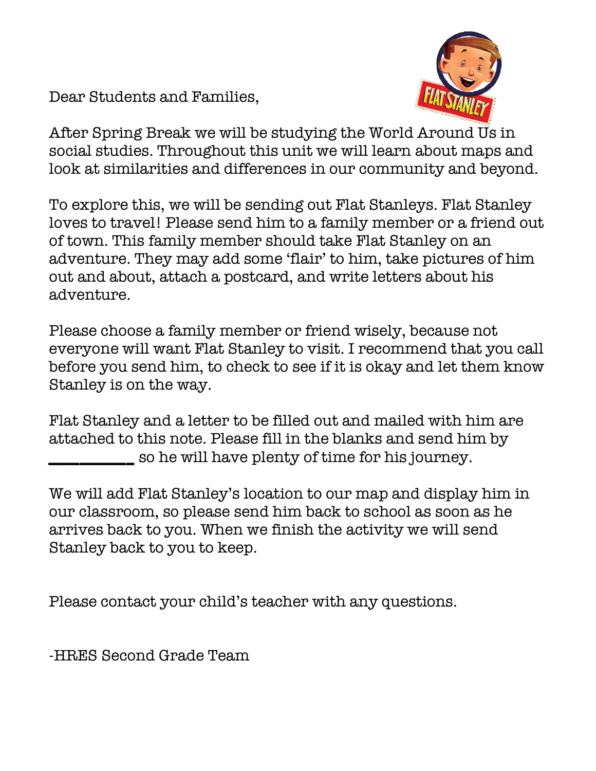Dear Students and Families,

After Spring Break we will be studying the World Around Us in social studies. Throughout this unit we will learn about maps and look at similarities and differences in our community and beyond.

To explore this, we will be sending out Flat Stanleys. Flat Stanley loves to travel! Please send him to a family member or a friend out of town. This family member should take Flat Stanley on an adventure. They may add some 'flair' to him, take pictures of him out and about, attach a postcard, and write letters about his adventure.

Please choose a family member or friend wisely, because not everyone will want Flat Stanley to visit. I recommend that you call before you send him, to check to see if it is okay and let them know Stanley is on the way.

Flat Stanley and a letter to be filled out and mailed with him are attached to this note. Please fill in the blanks and send him by __________ so he will have plenty of time for his journey.

We will add Flat Stanley's location to our map and display him in our classroom, so please send him back to school as soon as he arrives back to you. When we finish the activity we will send Stanley back to you to keep.

Please contact your child's teacher with any questions.

-HRES Second Grade Team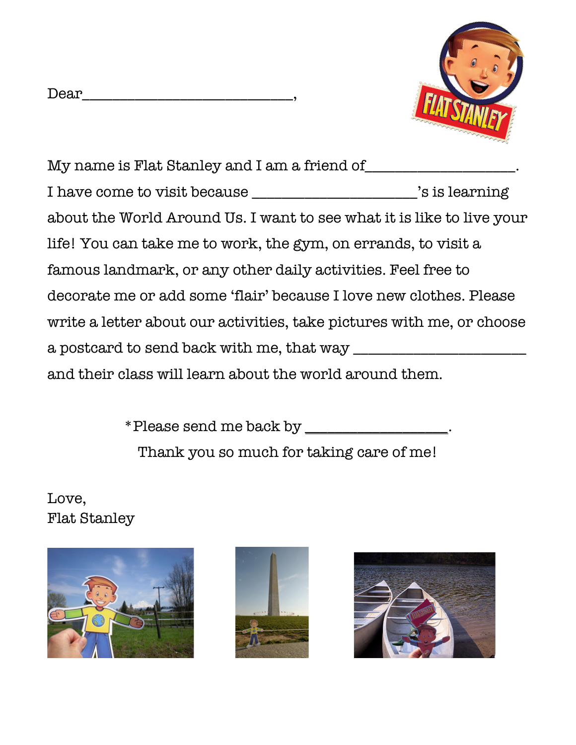Dear____________________________,

My name is Flat Stanley and I am a friend of____________________. I have come to visit because ______________________'s is learning about the World Around Us. I want to see what it is like to live your life! You can take me to work, the gym, on errands, to visit a famous landmark, or any other daily activities. Feel free to decorate me or add some 'flair' because I love new clothes. Please write a letter about our activities, take pictures with me, or choose a postcard to send back with me, that way _______________________ and their class will learn about the world around them.

*Please send me back by ___________________.

Thank you so much for taking care of me!

Love,
Flat Stanley